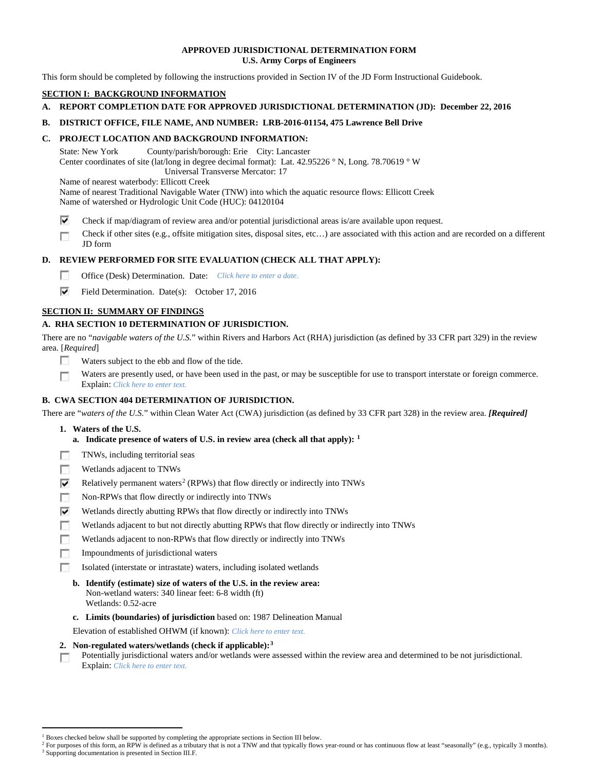**APPROVED JURISDICTIONAL DETERMINATION FORM**
**U.S. Army Corps of Engineers**

This form should be completed by following the instructions provided in Section IV of the JD Form Instructional Guidebook.

## SECTION I: BACKGROUND INFORMATION

**A. REPORT COMPLETION DATE FOR APPROVED JURISDICTIONAL DETERMINATION (JD): December 22, 2016**

**B. DISTRICT OFFICE, FILE NAME, AND NUMBER: LRB-2016-01154, 475 Lawrence Bell Drive**

**C. PROJECT LOCATION AND BACKGROUND INFORMATION:**

State: New York County/parish/borough: Erie City: Lancaster
Center coordinates of site (lat/long in degree decimal format): Lat. 42.95226 ° N, Long. 78.70619 ° W
Universal Transverse Mercator: 17
Name of nearest waterbody: Ellicott Creek
Name of nearest Traditional Navigable Water (TNW) into which the aquatic resource flows: Ellicott Creek
Name of watershed or Hydrologic Unit Code (HUC): 04120104

☑ Check if map/diagram of review area and/or potential jurisdictional areas is/are available upon request.
☐ Check if other sites (e.g., offsite mitigation sites, disposal sites, etc…) are associated with this action and are recorded on a different JD form

**D. REVIEW PERFORMED FOR SITE EVALUATION (CHECK ALL THAT APPLY):**

☐ Office (Desk) Determination. Date: *Click here to enter a date.*
☑ Field Determination. Date(s): October 17, 2016

## SECTION II: SUMMARY OF FINDINGS

**A. RHA SECTION 10 DETERMINATION OF JURISDICTION.**

There are no "*navigable waters of the U.S.*" within Rivers and Harbors Act (RHA) jurisdiction (as defined by 33 CFR part 329) in the review area. [*Required*]

☐ Waters subject to the ebb and flow of the tide.
☐ Waters are presently used, or have been used in the past, or may be susceptible for use to transport interstate or foreign commerce. Explain: *Click here to enter text.*

**B. CWA SECTION 404 DETERMINATION OF JURISDICTION.**

There are "*waters of the U.S.*" within Clean Water Act (CWA) jurisdiction (as defined by 33 CFR part 328) in the review area. ***[Required]***

**1. Waters of the U.S.**

**a. Indicate presence of waters of U.S. in review area (check all that apply): [1]**

☐ TNWs, including territorial seas
☐ Wetlands adjacent to TNWs
☑ Relatively permanent waters[2] (RPWs) that flow directly or indirectly into TNWs
☐ Non-RPWs that flow directly or indirectly into TNWs
☑ Wetlands directly abutting RPWs that flow directly or indirectly into TNWs
☐ Wetlands adjacent to but not directly abutting RPWs that flow directly or indirectly into TNWs
☐ Wetlands adjacent to non-RPWs that flow directly or indirectly into TNWs
☐ Impoundments of jurisdictional waters
☐ Isolated (interstate or intrastate) waters, including isolated wetlands

**b. Identify (estimate) size of waters of the U.S. in the review area:**
Non-wetland waters: 340 linear feet: 6-8 width (ft)
Wetlands: 0.52-acre

**c. Limits (boundaries) of jurisdiction** based on: 1987 Delineation Manual

Elevation of established OHWM (if known): *Click here to enter text.*

**2. Non-regulated waters/wetlands (check if applicable):[3]**

☐ Potentially jurisdictional waters and/or wetlands were assessed within the review area and determined to be not jurisdictional. Explain: *Click here to enter text.*

---

[1] Boxes checked below shall be supported by completing the appropriate sections in Section III below.
[2] For purposes of this form, an RPW is defined as a tributary that is not a TNW and that typically flows year-round or has continuous flow at least "seasonally" (e.g., typically 3 months).
[3] Supporting documentation is presented in Section III.F.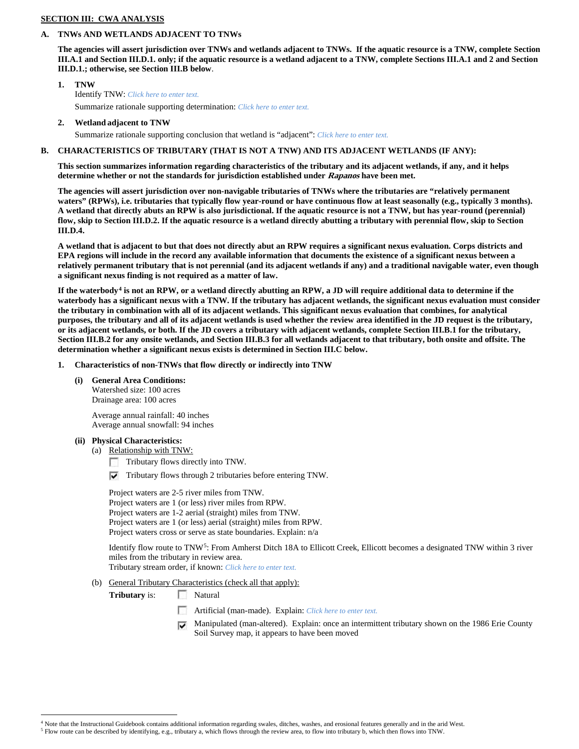**SECTION III: CWA ANALYSIS**

**A. TNWs AND WETLANDS ADJACENT TO TNWs**

**The agencies will assert jurisdiction over TNWs and wetlands adjacent to TNWs. If the aquatic resource is a TNW, complete Section III.A.1 and Section III.D.1. only; if the aquatic resource is a wetland adjacent to a TNW, complete Sections III.A.1 and 2 and Section III.D.1.; otherwise, see Section III.B below**.

**1. TNW**

Identify TNW: *Click here to enter text.*

Summarize rationale supporting determination: *Click here to enter text.*

**2. Wetland adjacent to TNW**

Summarize rationale supporting conclusion that wetland is "adjacent": *Click here to enter text.*

**B. CHARACTERISTICS OF TRIBUTARY (THAT IS NOT A TNW) AND ITS ADJACENT WETLANDS (IF ANY):**

**This section summarizes information regarding characteristics of the tributary and its adjacent wetlands, if any, and it helps determine whether or not the standards for jurisdiction established under *Rapanos* have been met.**

**The agencies will assert jurisdiction over non-navigable tributaries of TNWs where the tributaries are "relatively permanent waters" (RPWs), i.e. tributaries that typically flow year-round or have continuous flow at least seasonally (e.g., typically 3 months). A wetland that directly abuts an RPW is also jurisdictional. If the aquatic resource is not a TNW, but has year-round (perennial) flow, skip to Section III.D.2. If the aquatic resource is a wetland directly abutting a tributary with perennial flow, skip to Section III.D.4.**

**A wetland that is adjacent to but that does not directly abut an RPW requires a significant nexus evaluation. Corps districts and EPA regions will include in the record any available information that documents the existence of a significant nexus between a relatively permanent tributary that is not perennial (and its adjacent wetlands if any) and a traditional navigable water, even though a significant nexus finding is not required as a matter of law.**

**If the waterbody[4] is not an RPW, or a wetland directly abutting an RPW, a JD will require additional data to determine if the waterbody has a significant nexus with a TNW. If the tributary has adjacent wetlands, the significant nexus evaluation must consider the tributary in combination with all of its adjacent wetlands. This significant nexus evaluation that combines, for analytical purposes, the tributary and all of its adjacent wetlands is used whether the review area identified in the JD request is the tributary, or its adjacent wetlands, or both. If the JD covers a tributary with adjacent wetlands, complete Section III.B.1 for the tributary, Section III.B.2 for any onsite wetlands, and Section III.B.3 for all wetlands adjacent to that tributary, both onsite and offsite. The determination whether a significant nexus exists is determined in Section III.C below.**

**1. Characteristics of non-TNWs that flow directly or indirectly into TNW**

**(i) General Area Conditions:**

Watershed size: 100 acres
Drainage area: 100 acres

Average annual rainfall: 40 inches
Average annual snowfall: 94 inches

**(ii) Physical Characteristics:**

(a) Relationship with TNW:

☐ Tributary flows directly into TNW.

☑ Tributary flows through 2 tributaries before entering TNW.

Project waters are 2-5 river miles from TNW.
Project waters are 1 (or less) river miles from RPW.
Project waters are 1-2 aerial (straight) miles from TNW.
Project waters are 1 (or less) aerial (straight) miles from RPW.
Project waters cross or serve as state boundaries. Explain: n/a

Identify flow route to TNW[5]: From Amherst Ditch 18A to Ellicott Creek, Ellicott becomes a designated TNW within 3 river miles from the tributary in review area.
Tributary stream order, if known: *Click here to enter text.*

(b) General Tributary Characteristics (check all that apply):

**Tributary** is:

☐ Natural

☐ Artificial (man-made). Explain: *Click here to enter text.*

☑ Manipulated (man-altered). Explain: once an intermittent tributary shown on the 1986 Erie County Soil Survey map, it appears to have been moved

---

[4] Note that the Instructional Guidebook contains additional information regarding swales, ditches, washes, and erosional features generally and in the arid West.

[5] Flow route can be described by identifying, e.g., tributary a, which flows through the review area, to flow into tributary b, which then flows into TNW.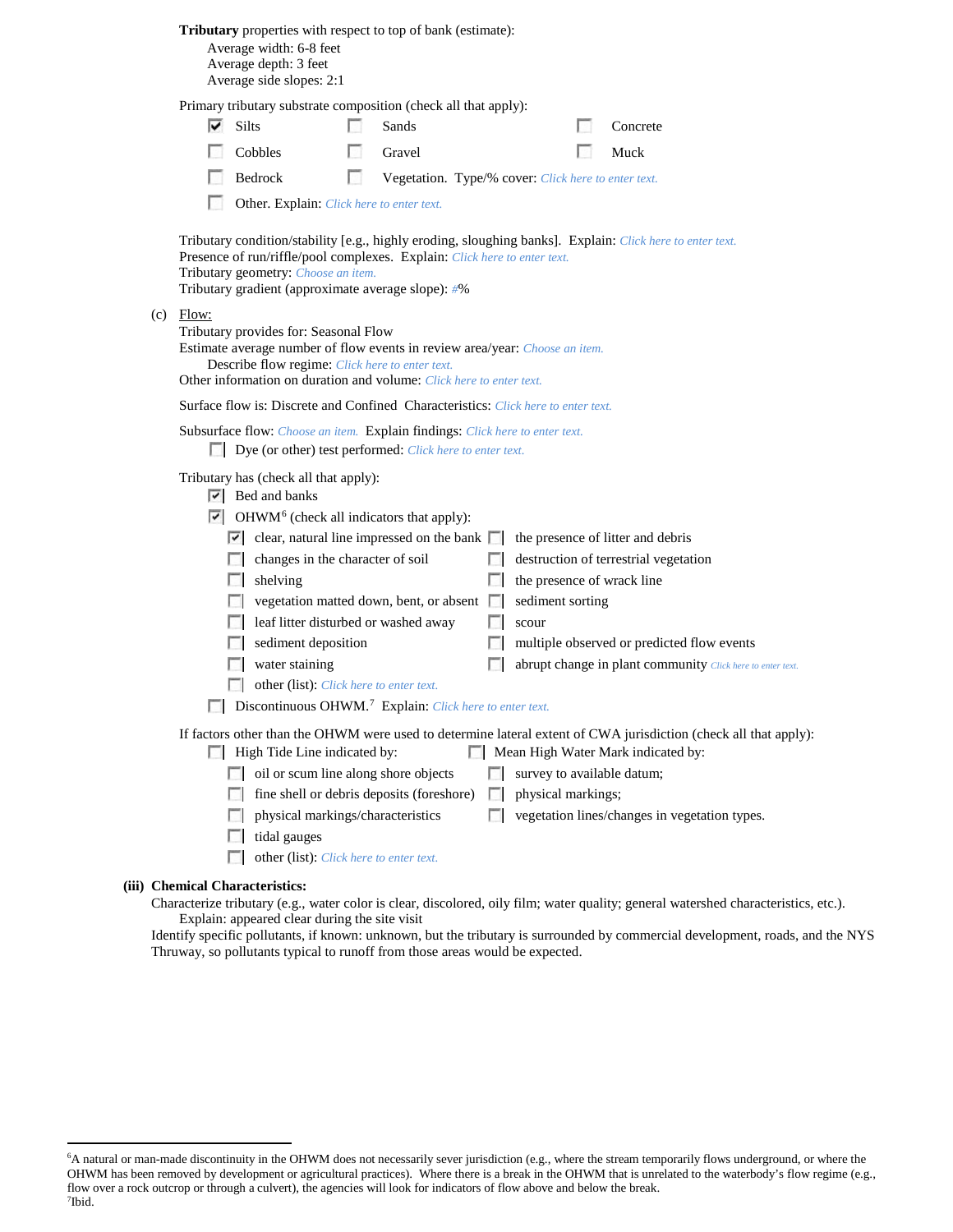**Tributary** properties with respect to top of bank (estimate):

Average width: 6-8 feet
Average depth: 3 feet
Average side slopes: 2:1

Primary tributary substrate composition (check all that apply):

- [x] Silts
- [ ] Sands
- [ ] Concrete
- [ ] Cobbles
- [ ] Gravel
- [ ] Muck
- [ ] Bedrock
- [ ] Vegetation. Type/% cover: Click here to enter text.
- [ ] Other. Explain: Click here to enter text.

Tributary condition/stability [e.g., highly eroding, sloughing banks]. Explain: Click here to enter text.
Presence of run/riffle/pool complexes. Explain: Click here to enter text.
Tributary geometry: Choose an item.
Tributary gradient (approximate average slope): #%

(c) Flow:

Tributary provides for: Seasonal Flow
Estimate average number of flow events in review area/year: Choose an item.
Describe flow regime: Click here to enter text.
Other information on duration and volume: Click here to enter text.

Surface flow is: Discrete and Confined Characteristics: Click here to enter text.

Subsurface flow: Choose an item. Explain findings: Click here to enter text.

- [ ] Dye (or other) test performed: Click here to enter text.

Tributary has (check all that apply):

- [x] Bed and banks
- [x] OHWM[6] (check all indicators that apply):
  - [x] clear, natural line impressed on the bank
  - [ ] the presence of litter and debris
  - [ ] changes in the character of soil
  - [ ] destruction of terrestrial vegetation
  - [ ] shelving
  - [ ] the presence of wrack line
  - [ ] vegetation matted down, bent, or absent
  - [ ] sediment sorting
  - [ ] leaf litter disturbed or washed away
  - [ ] scour
  - [ ] sediment deposition
  - [ ] multiple observed or predicted flow events
  - [ ] water staining
  - [ ] abrupt change in plant community Click here to enter text.
  - [ ] other (list): Click here to enter text.
- [ ] Discontinuous OHWM.[7] Explain: Click here to enter text.

If factors other than the OHWM were used to determine lateral extent of CWA jurisdiction (check all that apply):

- [ ] High Tide Line indicated by:
  - [ ] oil or scum line along shore objects
  - [ ] fine shell or debris deposits (foreshore)
  - [ ] physical markings/characteristics
  - [ ] tidal gauges
  - [ ] other (list): Click here to enter text.
- [ ] Mean High Water Mark indicated by:
  - [ ] survey to available datum;
  - [ ] physical markings;
  - [ ] vegetation lines/changes in vegetation types.

**(iii) Chemical Characteristics:**

Characterize tributary (e.g., water color is clear, discolored, oily film; water quality; general watershed characteristics, etc.).
Explain: appeared clear during the site visit

Identify specific pollutants, if known: unknown, but the tributary is surrounded by commercial development, roads, and the NYS Thruway, so pollutants typical to runoff from those areas would be expected.

---

[6]A natural or man-made discontinuity in the OHWM does not necessarily sever jurisdiction (e.g., where the stream temporarily flows underground, or where the OHWM has been removed by development or agricultural practices). Where there is a break in the OHWM that is unrelated to the waterbody's flow regime (e.g., flow over a rock outcrop or through a culvert), the agencies will look for indicators of flow above and below the break.

[7]Ibid.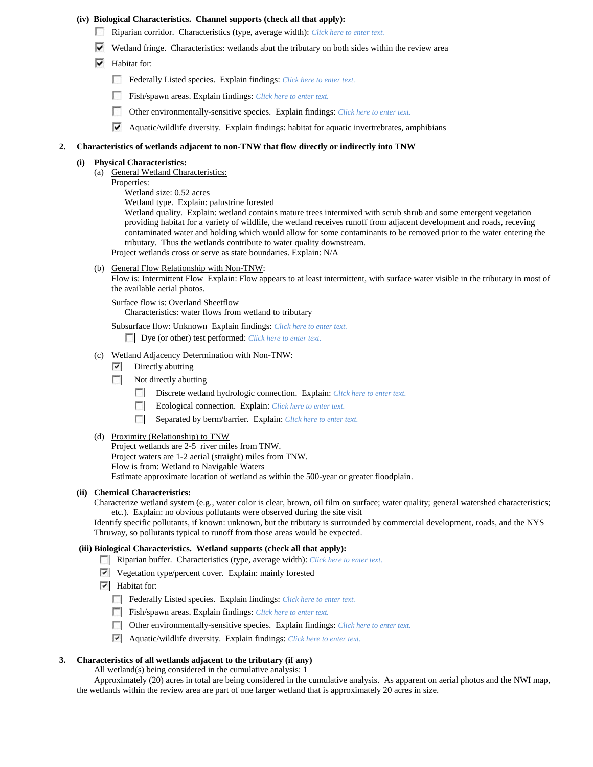**(iv) Biological Characteristics. Channel supports (check all that apply):**

- ☐ Riparian corridor. Characteristics (type, average width): *Click here to enter text.*
- ☑ Wetland fringe. Characteristics: wetlands abut the tributary on both sides within the review area
- ☑ Habitat for:
  - ☐ Federally Listed species. Explain findings: *Click here to enter text.*
  - ☐ Fish/spawn areas. Explain findings: *Click here to enter text.*
  - ☐ Other environmentally-sensitive species. Explain findings: *Click here to enter text.*
  - ☑ Aquatic/wildlife diversity. Explain findings: habitat for aquatic invertebrates, amphibians

**2. Characteristics of wetlands adjacent to non-TNW that flow directly or indirectly into TNW**

**(i) Physical Characteristics:**

(a) General Wetland Characteristics:

Properties:

Wetland size: 0.52 acres

Wetland type. Explain: palustrine forested

Wetland quality. Explain: wetland contains mature trees intermixed with scrub shrub and some emergent vegetation providing habitat for a variety of wildlife, the wetland receives runoff from adjacent development and roads, receving contaminated water and holding which would allow for some contaminants to be removed prior to the water entering the tributary. Thus the wetlands contribute to water quality downstream.

Project wetlands cross or serve as state boundaries. Explain: N/A

(b) General Flow Relationship with Non-TNW:

Flow is: Intermittent Flow Explain: Flow appears to at least intermittent, with surface water visible in the tributary in most of the available aerial photos.

Surface flow is: Overland Sheetflow

Characteristics: water flows from wetland to tributary

Subsurface flow: Unknown Explain findings: *Click here to enter text.*

- ☐ Dye (or other) test performed: *Click here to enter text.*

(c) Wetland Adjacency Determination with Non-TNW:

- ☑ Directly abutting
- ☐ Not directly abutting
  - ☐ Discrete wetland hydrologic connection. Explain: *Click here to enter text.*
  - ☐ Ecological connection. Explain: *Click here to enter text.*
  - ☐ Separated by berm/barrier. Explain: *Click here to enter text.*

(d) Proximity (Relationship) to TNW

Project wetlands are 2-5 river miles from TNW.

Project waters are 1-2 aerial (straight) miles from TNW.

Flow is from: Wetland to Navigable Waters

Estimate approximate location of wetland as within the 500-year or greater floodplain.

**(ii) Chemical Characteristics:**

Characterize wetland system (e.g., water color is clear, brown, oil film on surface; water quality; general watershed characteristics; etc.). Explain: no obvious pollutants were observed during the site visit

Identify specific pollutants, if known: unknown, but the tributary is surrounded by commercial development, roads, and the NYS Thruway, so pollutants typical to runoff from those areas would be expected.

**(iii) Biological Characteristics. Wetland supports (check all that apply):**

- ☐ Riparian buffer. Characteristics (type, average width): *Click here to enter text.*
- ☑ Vegetation type/percent cover. Explain: mainly forested
- ☑ Habitat for:
  - ☐ Federally Listed species. Explain findings: *Click here to enter text.*
  - ☐ Fish/spawn areas. Explain findings: *Click here to enter text.*
  - ☐ Other environmentally-sensitive species. Explain findings: *Click here to enter text.*
  - ☑ Aquatic/wildlife diversity. Explain findings: *Click here to enter text.*

**3. Characteristics of all wetlands adjacent to the tributary (if any)**

All wetland(s) being considered in the cumulative analysis: 1

Approximately (20) acres in total are being considered in the cumulative analysis. As apparent on aerial photos and the NWI map, the wetlands within the review area are part of one larger wetland that is approximately 20 acres in size.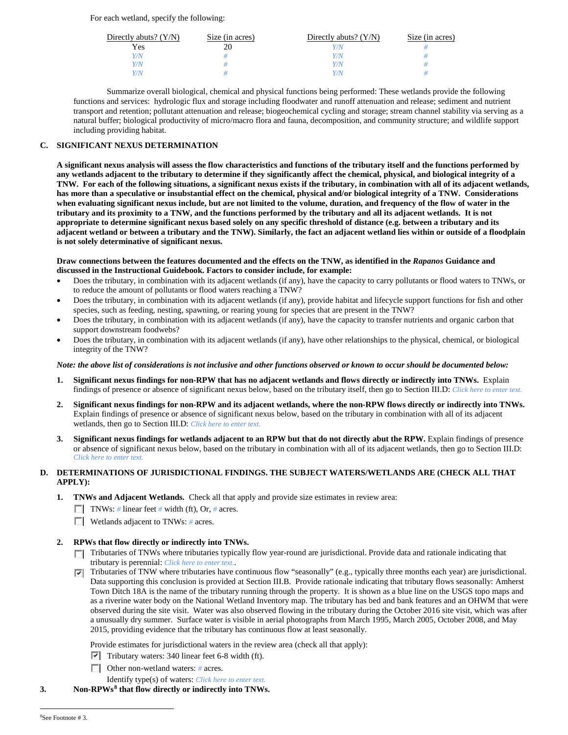For each wetland, specify the following:

| Directly abuts? (Y/N) | Size (in acres) | Directly abuts? (Y/N) | Size (in acres) |
|---|---|---|---|
| Yes | 20 | Y/N | # |
| Y/N | # | Y/N | # |
| Y/N | # | Y/N | # |
| Y/N | # | Y/N | # |

Summarize overall biological, chemical and physical functions being performed: These wetlands provide the following functions and services: hydrologic flux and storage including floodwater and runoff attenuation and release; sediment and nutrient transport and retention; pollutant attenuation and release; biogeochemical cycling and storage; stream channel stability via serving as a natural buffer; biological productivity of micro/macro flora and fauna, decomposition, and community structure; and wildlife support including providing habitat.

## C. SIGNIFICANT NEXUS DETERMINATION

**A significant nexus analysis will assess the flow characteristics and functions of the tributary itself and the functions performed by any wetlands adjacent to the tributary to determine if they significantly affect the chemical, physical, and biological integrity of a TNW. For each of the following situations, a significant nexus exists if the tributary, in combination with all of its adjacent wetlands, has more than a speculative or insubstantial effect on the chemical, physical and/or biological integrity of a TNW. Considerations when evaluating significant nexus include, but are not limited to the volume, duration, and frequency of the flow of water in the tributary and its proximity to a TNW, and the functions performed by the tributary and all its adjacent wetlands. It is not appropriate to determine significant nexus based solely on any specific threshold of distance (e.g. between a tributary and its adjacent wetland or between a tributary and the TNW). Similarly, the fact an adjacent wetland lies within or outside of a floodplain is not solely determinative of significant nexus.**

**Draw connections between the features documented and the effects on the TNW, as identified in the *Rapanos* Guidance and discussed in the Instructional Guidebook. Factors to consider include, for example:**

- Does the tributary, in combination with its adjacent wetlands (if any), have the capacity to carry pollutants or flood waters to TNWs, or to reduce the amount of pollutants or flood waters reaching a TNW?
- Does the tributary, in combination with its adjacent wetlands (if any), provide habitat and lifecycle support functions for fish and other species, such as feeding, nesting, spawning, or rearing young for species that are present in the TNW?
- Does the tributary, in combination with its adjacent wetlands (if any), have the capacity to transfer nutrients and organic carbon that support downstream foodwebs?
- Does the tributary, in combination with its adjacent wetlands (if any), have other relationships to the physical, chemical, or biological integrity of the TNW?

***Note: the above list of considerations is not inclusive and other functions observed or known to occur should be documented below:***

1. **Significant nexus findings for non-RPW that has no adjacent wetlands and flows directly or indirectly into TNWs.** Explain findings of presence or absence of significant nexus below, based on the tributary itself, then go to Section III.D: *Click here to enter text.*

2. **Significant nexus findings for non-RPW and its adjacent wetlands, where the non-RPW flows directly or indirectly into TNWs.** Explain findings of presence or absence of significant nexus below, based on the tributary in combination with all of its adjacent wetlands, then go to Section III.D: *Click here to enter text.*

3. **Significant nexus findings for wetlands adjacent to an RPW but that do not directly abut the RPW.** Explain findings of presence or absence of significant nexus below, based on the tributary in combination with all of its adjacent wetlands, then go to Section III.D: *Click here to enter text.*

## D. DETERMINATIONS OF JURISDICTIONAL FINDINGS. THE SUBJECT WATERS/WETLANDS ARE (CHECK ALL THAT APPLY):

1. **TNWs and Adjacent Wetlands.** Check all that apply and provide size estimates in review area:
   - ☐ TNWs: # linear feet # width (ft), Or, # acres.
   - ☐ Wetlands adjacent to TNWs: # acres.

2. **RPWs that flow directly or indirectly into TNWs.**
   - ☐ Tributaries of TNWs where tributaries typically flow year-round are jurisdictional. Provide data and rationale indicating that tributary is perennial: *Click here to enter text.*.
   - ☑ Tributaries of TNW where tributaries have continuous flow "seasonally" (e.g., typically three months each year) are jurisdictional. Data supporting this conclusion is provided at Section III.B. Provide rationale indicating that tributary flows seasonally: Amherst Town Ditch 18A is the name of the tributary running through the property. It is shown as a blue line on the USGS topo maps and as a riverine water body on the National Wetland Inventory map. The tributary has bed and bank features and an OHWM that were observed during the site visit. Water was also observed flowing in the tributary during the October 2016 site visit, which was after a unusually dry summer. Surface water is visible in aerial photographs from March 1995, March 2005, October 2008, and May 2015, providing evidence that the tributary has continuous flow at least seasonally.

   Provide estimates for jurisdictional waters in the review area (check all that apply):
   - ☑ Tributary waters: 340 linear feet 6-8 width (ft).
   - ☐ Other non-wetland waters: # acres.

     Identify type(s) of waters: *Click here to enter text.*

3. **Non-RPWs[8] that flow directly or indirectly into TNWs.**

---

[8]See Footnote # 3.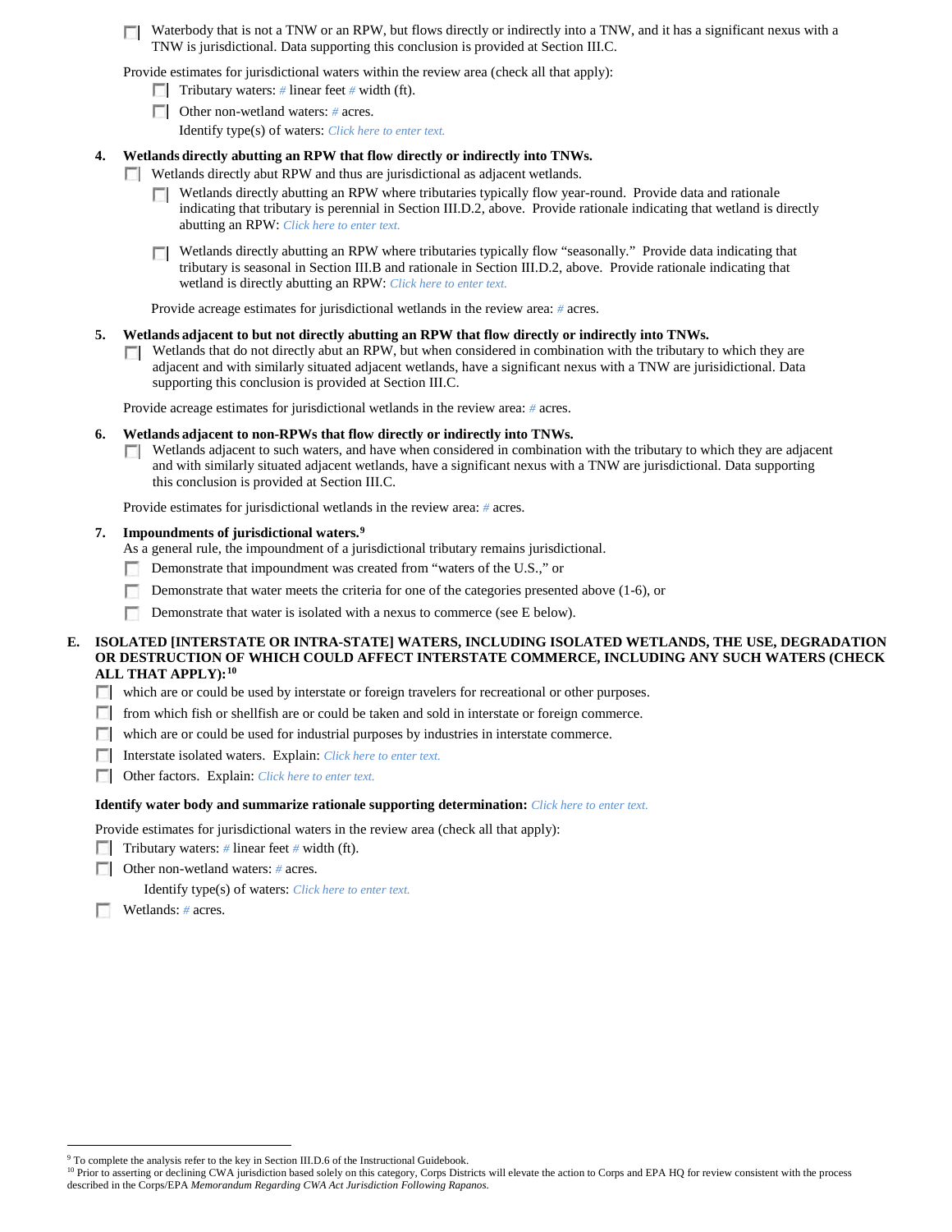- [ ] Waterbody that is not a TNW or an RPW, but flows directly or indirectly into a TNW, and it has a significant nexus with a TNW is jurisdictional. Data supporting this conclusion is provided at Section III.C.

Provide estimates for jurisdictional waters within the review area (check all that apply):

- [ ] Tributary waters: # linear feet # width (ft).
- [ ] Other non-wetland waters: # acres.

  Identify type(s) of waters: *Click here to enter text.*

**4. Wetlands directly abutting an RPW that flow directly or indirectly into TNWs.**

- [ ] Wetlands directly abut RPW and thus are jurisdictional as adjacent wetlands.
  - [ ] Wetlands directly abutting an RPW where tributaries typically flow year-round. Provide data and rationale indicating that tributary is perennial in Section III.D.2, above. Provide rationale indicating that wetland is directly abutting an RPW: *Click here to enter text.*
  - [ ] Wetlands directly abutting an RPW where tributaries typically flow "seasonally." Provide data indicating that tributary is seasonal in Section III.B and rationale in Section III.D.2, above. Provide rationale indicating that wetland is directly abutting an RPW: *Click here to enter text.*

  Provide acreage estimates for jurisdictional wetlands in the review area: # acres.

**5. Wetlands adjacent to but not directly abutting an RPW that flow directly or indirectly into TNWs.**

- [ ] Wetlands that do not directly abut an RPW, but when considered in combination with the tributary to which they are adjacent and with similarly situated adjacent wetlands, have a significant nexus with a TNW are jurisidictional. Data supporting this conclusion is provided at Section III.C.

Provide acreage estimates for jurisdictional wetlands in the review area: # acres.

**6. Wetlands adjacent to non-RPWs that flow directly or indirectly into TNWs.**

- [ ] Wetlands adjacent to such waters, and have when considered in combination with the tributary to which they are adjacent and with similarly situated adjacent wetlands, have a significant nexus with a TNW are jurisdictional. Data supporting this conclusion is provided at Section III.C.

Provide estimates for jurisdictional wetlands in the review area: # acres.

**7. Impoundments of jurisdictional waters.**[9]

As a general rule, the impoundment of a jurisdictional tributary remains jurisdictional.

- [ ] Demonstrate that impoundment was created from "waters of the U.S.," or
- [ ] Demonstrate that water meets the criteria for one of the categories presented above (1-6), or
- [ ] Demonstrate that water is isolated with a nexus to commerce (see E below).

**E. ISOLATED [INTERSTATE OR INTRA-STATE] WATERS, INCLUDING ISOLATED WETLANDS, THE USE, DEGRADATION OR DESTRUCTION OF WHICH COULD AFFECT INTERSTATE COMMERCE, INCLUDING ANY SUCH WATERS (CHECK ALL THAT APPLY):**[10]

- [ ] which are or could be used by interstate or foreign travelers for recreational or other purposes.
- [ ] from which fish or shellfish are or could be taken and sold in interstate or foreign commerce.
- [ ] which are or could be used for industrial purposes by industries in interstate commerce.
- [ ] Interstate isolated waters. Explain: *Click here to enter text.*
- [ ] Other factors. Explain: *Click here to enter text.*

**Identify water body and summarize rationale supporting determination:** *Click here to enter text.*

Provide estimates for jurisdictional waters in the review area (check all that apply):

- [ ] Tributary waters: # linear feet # width (ft).
- [ ] Other non-wetland waters: # acres.

  Identify type(s) of waters: *Click here to enter text.*
- [ ] Wetlands: # acres.

---

[9] To complete the analysis refer to the key in Section III.D.6 of the Instructional Guidebook.

[10] Prior to asserting or declining CWA jurisdiction based solely on this category, Corps Districts will elevate the action to Corps and EPA HQ for review consistent with the process described in the Corps/EPA *Memorandum Regarding CWA Act Jurisdiction Following Rapanos.*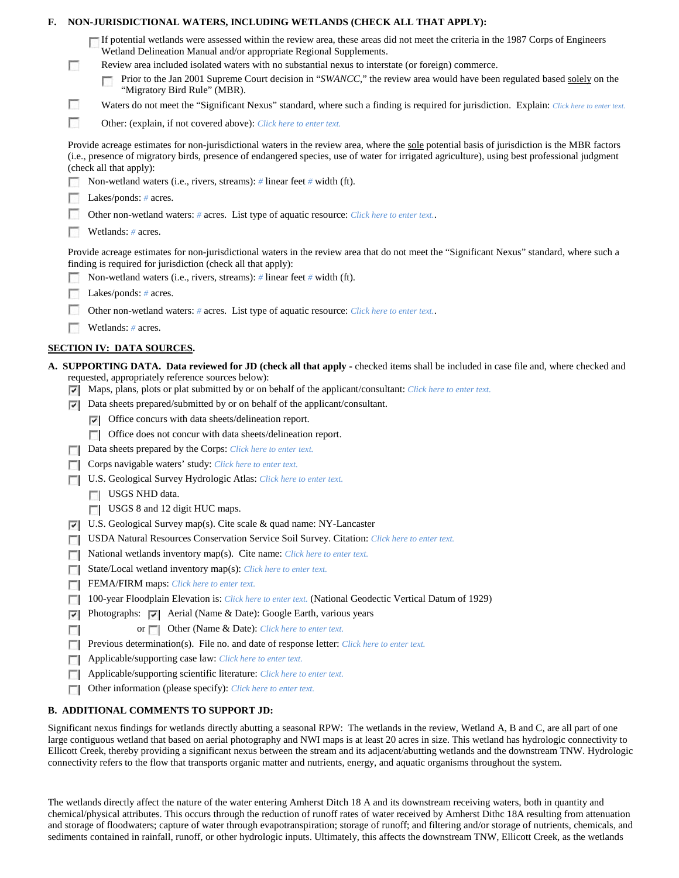**F. NON-JURISDICTIONAL WATERS, INCLUDING WETLANDS (CHECK ALL THAT APPLY):**

- ☐ If potential wetlands were assessed within the review area, these areas did not meet the criteria in the 1987 Corps of Engineers Wetland Delineation Manual and/or appropriate Regional Supplements.
- ☐ Review area included isolated waters with no substantial nexus to interstate (or foreign) commerce.
  - ☐ Prior to the Jan 2001 Supreme Court decision in "*SWANCC*," the review area would have been regulated based solely on the "Migratory Bird Rule" (MBR).
- ☐ Waters do not meet the "Significant Nexus" standard, where such a finding is required for jurisdiction. Explain: *Click here to enter text.*
- ☐ Other: (explain, if not covered above): *Click here to enter text.*

Provide acreage estimates for non-jurisdictional waters in the review area, where the sole potential basis of jurisdiction is the MBR factors (i.e., presence of migratory birds, presence of endangered species, use of water for irrigated agriculture), using best professional judgment (check all that apply):

- ☐ Non-wetland waters (i.e., rivers, streams): # linear feet # width (ft).
- ☐ Lakes/ponds: # acres.
- ☐ Other non-wetland waters: # acres. List type of aquatic resource: *Click here to enter text.*.
- ☐ Wetlands: # acres.

Provide acreage estimates for non-jurisdictional waters in the review area that do not meet the "Significant Nexus" standard, where such a finding is required for jurisdiction (check all that apply):

- ☐ Non-wetland waters (i.e., rivers, streams): # linear feet # width (ft).
- ☐ Lakes/ponds: # acres.
- ☐ Other non-wetland waters: # acres. List type of aquatic resource: *Click here to enter text.*.
- ☐ Wetlands: # acres.

## SECTION IV: DATA SOURCES.

**A. SUPPORTING DATA. Data reviewed for JD (check all that apply** - checked items shall be included in case file and, where checked and requested, appropriately reference sources below):

- ☑ Maps, plans, plots or plat submitted by or on behalf of the applicant/consultant: *Click here to enter text.*
- ☑ Data sheets prepared/submitted by or on behalf of the applicant/consultant.
  - ☑ Office concurs with data sheets/delineation report.
  - ☐ Office does not concur with data sheets/delineation report.
- ☐ Data sheets prepared by the Corps: *Click here to enter text.*
- ☐ Corps navigable waters' study: *Click here to enter text.*
- ☐ U.S. Geological Survey Hydrologic Atlas: *Click here to enter text.*
  - ☐ USGS NHD data.
  - ☐ USGS 8 and 12 digit HUC maps.
- ☑ U.S. Geological Survey map(s). Cite scale & quad name: NY-Lancaster
- ☐ USDA Natural Resources Conservation Service Soil Survey. Citation: *Click here to enter text.*
- ☐ National wetlands inventory map(s). Cite name: *Click here to enter text.*
- ☐ State/Local wetland inventory map(s): *Click here to enter text.*
- ☐ FEMA/FIRM maps: *Click here to enter text.*
- ☐ 100-year Floodplain Elevation is: *Click here to enter text.* (National Geodectic Vertical Datum of 1929)
- ☑ Photographs: ☑ Aerial (Name & Date): Google Earth, various years
- ☐ or ☐ Other (Name & Date): *Click here to enter text.*
- ☐ Previous determination(s). File no. and date of response letter: *Click here to enter text.*
- ☐ Applicable/supporting case law: *Click here to enter text.*
- ☐ Applicable/supporting scientific literature: *Click here to enter text.*
- ☐ Other information (please specify): *Click here to enter text.*

**B. ADDITIONAL COMMENTS TO SUPPORT JD:**

Significant nexus findings for wetlands directly abutting a seasonal RPW: The wetlands in the review, Wetland A, B and C, are all part of one large contiguous wetland that based on aerial photography and NWI maps is at least 20 acres in size. This wetland has hydrologic connectivity to Ellicott Creek, thereby providing a significant nexus between the stream and its adjacent/abutting wetlands and the downstream TNW. Hydrologic connectivity refers to the flow that transports organic matter and nutrients, energy, and aquatic organisms throughout the system.

The wetlands directly affect the nature of the water entering Amherst Ditch 18 A and its downstream receiving waters, both in quantity and chemical/physical attributes. This occurs through the reduction of runoff rates of water received by Amherst Dithc 18A resulting from attenuation and storage of floodwaters; capture of water through evapotranspiration; storage of runoff; and filtering and/or storage of nutrients, chemicals, and sediments contained in rainfall, runoff, or other hydrologic inputs. Ultimately, this affects the downstream TNW, Ellicott Creek, as the wetlands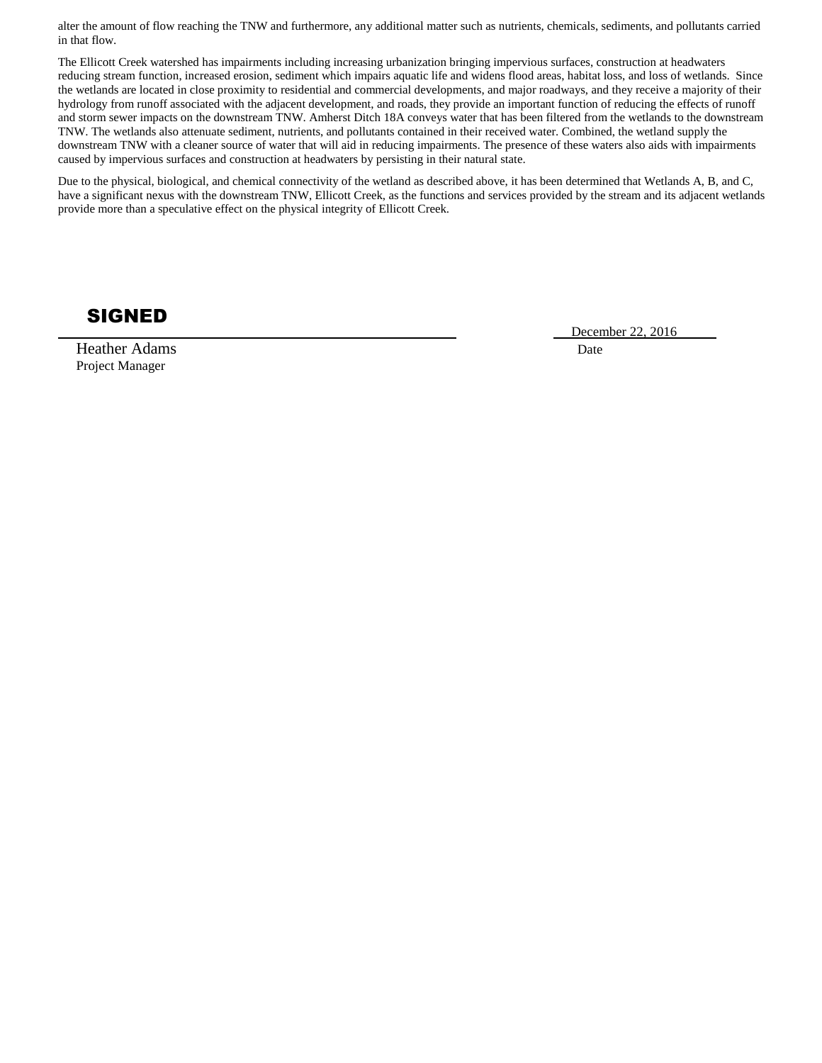alter the amount of flow reaching the TNW and furthermore, any additional matter such as nutrients, chemicals, sediments, and pollutants carried in that flow.

The Ellicott Creek watershed has impairments including increasing urbanization bringing impervious surfaces, construction at headwaters reducing stream function, increased erosion, sediment which impairs aquatic life and widens flood areas, habitat loss, and loss of wetlands. Since the wetlands are located in close proximity to residential and commercial developments, and major roadways, and they receive a majority of their hydrology from runoff associated with the adjacent development, and roads, they provide an important function of reducing the effects of runoff and storm sewer impacts on the downstream TNW. Amherst Ditch 18A conveys water that has been filtered from the wetlands to the downstream TNW. The wetlands also attenuate sediment, nutrients, and pollutants contained in their received water. Combined, the wetland supply the downstream TNW with a cleaner source of water that will aid in reducing impairments. The presence of these waters also aids with impairments caused by impervious surfaces and construction at headwaters by persisting in their natural state.

Due to the physical, biological, and chemical connectivity of the wetland as described above, it has been determined that Wetlands A, B, and C, have a significant nexus with the downstream TNW, Ellicott Creek, as the functions and services provided by the stream and its adjacent wetlands provide more than a speculative effect on the physical integrity of Ellicott Creek.

**SIGNED**

Heather Adams
Project Manager

December 22, 2016
Date